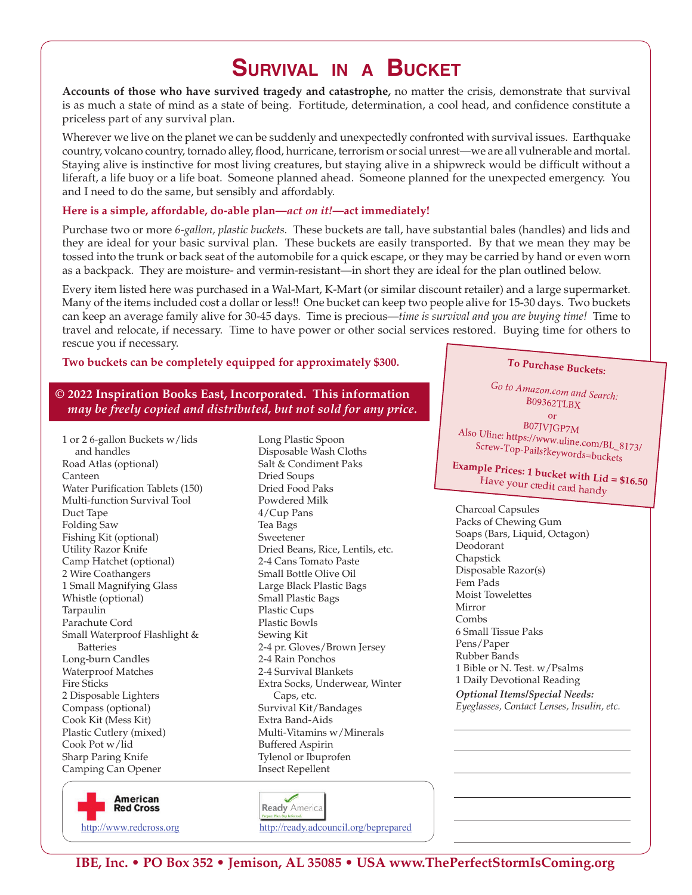# Survival in a Bucket

**Accounts of those who have survived tragedy and catastrophe,** no matter the crisis, demonstrate that survival is as much a state of mind as a state of being. Fortitude, determination, a cool head, and confidence constitute a priceless part of any survival plan.

Wherever we live on the planet we can be suddenly and unexpectedly confronted with survival issues. Earthquake country, volcano country, tornado alley, flood, hurricane, terrorism or social unrest—we are all vulnerable and mortal. Staying alive is instinctive for most living creatures, but staying alive in a shipwreck would be difficult without a liferaft, a life buoy or a life boat. Someone planned ahead. Someone planned for the unexpected emergency. You and I need to do the same, but sensibly and affordably.

**Here is a simple, affordable, do-able plan—*act on it!*—act immediately!**

Purchase two or more *6-gallon, plastic buckets.* These buckets are tall, have substantial bales (handles) and lids and they are ideal for your basic survival plan. These buckets are easily transported. By that we mean they may be tossed into the trunk or back seat of the automobile for a quick escape, or they may be carried by hand or even worn as a backpack. They are moisture- and vermin-resistant—in short they are ideal for the plan outlined below.

Every item listed here was purchased in a Wal-Mart, K-Mart (or similar discount retailer) and a large supermarket. Many of the items included cost a dollar or less!! One bucket can keep two people alive for 15-30 days. Two buckets can keep an average family alive for 30-45 days. Time is precious—*time is survival and you are buying time!* Time to travel and relocate, if necessary. Time to have power or other social services restored. Buying time for others to rescue you if necessary.

**Two buckets can be completely equipped for approximately $300.**

**To Purchase Buckets:**

*Go to Amazon.com and Search:*
B09362TLBX
or
B07JVJGP7M
Also Uline: https://www.uline.com/BL_8173/Screw-Top-Pails?keywords=buckets

**Example Prices: 1 bucket with Lid = $16.50**
Have your credit card handy

**© 2022 Inspiration Books East, Incorporated. This information *may be freely copied and distributed, but not sold for any price.***

- 1 or 2 6-gallon Buckets w/lids and handles
- Road Atlas (optional)
- Canteen
- Water Purification Tablets (150)
- Multi-function Survival Tool
- Duct Tape
- Folding Saw
- Fishing Kit (optional)
- Utility Razor Knife
- Camp Hatchet (optional)
- 2 Wire Coathangers
- 1 Small Magnifying Glass
- Whistle (optional)
- Tarpaulin
- Parachute Cord
- Small Waterproof Flashlight & Batteries
- Long-burn Candles
- Waterproof Matches
- Fire Sticks
- 2 Disposable Lighters
- Compass (optional)
- Cook Kit (Mess Kit)
- Plastic Cutlery (mixed)
- Cook Pot w/lid
- Sharp Paring Knife
- Camping Can Opener
- Long Plastic Spoon
- Disposable Wash Cloths
- Salt & Condiment Paks
- Dried Soups
- Dried Food Paks
- Powdered Milk
- 4/Cup Pans
- Tea Bags
- Sweetener
- Dried Beans, Rice, Lentils, etc.
- 2-4 Cans Tomato Paste
- Small Bottle Olive Oil
- Large Black Plastic Bags
- Small Plastic Bags
- Plastic Cups
- Plastic Bowls
- Sewing Kit
- 2-4 pr. Gloves/Brown Jersey
- 2-4 Rain Ponchos
- 2-4 Survival Blankets
- Extra Socks, Underwear, Winter Caps, etc.
- Survival Kit/Bandages
- Extra Band-Aids
- Multi-Vitamins w/Minerals
- Buffered Aspirin
- Tylenol or Ibuprofen
- Insect Repellent
- Charcoal Capsules
- Packs of Chewing Gum
- Soaps (Bars, Liquid, Octagon)
- Deodorant
- Chapstick
- Disposable Razor(s)
- Fem Pads
- Moist Towelettes
- Mirror
- Combs
- 6 Small Tissue Paks
- Pens/Paper
- Rubber Bands
- 1 Bible or N. Test. w/Psalms
- 1 Daily Devotional Reading

***Optional Items/Special Needs:***
*Eyeglasses, Contact Lenses, Insulin, etc.*

______________________

______________________

______________________

______________________

______________________

______________________

American Red Cross
http://www.redcross.org

Ready America
http://ready.adcouncil.org/beprepared

**IBE, Inc. • PO Box 352 • Jemison, AL 35085 • USA www.ThePerfectStormIsComing.org**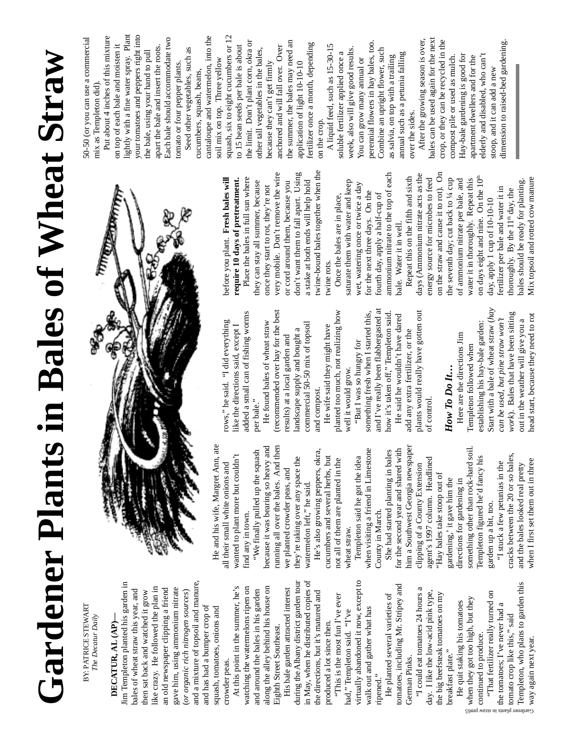# Gardener Plants in Bales of Wheat Straw

BY: PATRICE STEWART
*The Decatur Daily*

**DECATUR, AL (AP)—** Jim Templeton planted his garden in bales of wheat straw this year, and then sat back and watched it grow like crazy. He followed the plan in an old newspaper clipping a friend gave him, using ammonium nitrate (*or organic rich nitrogen sources*) and a mixture of topsoil and manure, and has had a bumper crop of squash, tomatoes, onions and crowder peas.

At this point in the summer, he's watching the watermelons ripen on and around the bales in his garden along the alley behind his house on Eighth Street Southeast.

His bale garden attracted interest during the Albany district garden tour in May, when he distributed copies of the directions, but it's matured and produced a lot since then.

"This is the most fun I've ever had," Templeton said. "I've virtually abandoned it now, except to walk out and gather what has ripened."

He planted several varieties of tomatoes, including Mr. Stripey and German Pinks.

"I could eat tomatoes 24 hours a day. I like the low-acid pink type, the big beefsteak tomatoes on my breakfast plate."

He quit staking his tomatoes when they got too high, but they continued to produce.

"That fertilizer really turned on the tomatoes; I've never had a tomato crop like this," said Templeton, who plans to garden this way again next year.

He and his wife, Margret Ann, ate all their small white onions and wanted to plant more but couldn't find any in town.

"We finally pulled up the squash because it was bearing so heavy and running all over the bales. And then we planted crowder peas, and they're taking over any space the watermelon left," he said.

He's also growing peppers, okra, cucumbers and several herbs, but not all of them are planted in the wheat straw.

Templeton said he got the idea when visiting a friend in Limestone County in March.

She had started planting in bales for the second year and shared with him a Southwest Georgia newspaper clipping of a County Extension agent's 1997 column. Headlined "Hay bales take stoop out of gardening,' it gave him the directions for gardening in something other than rock-hard soil. Templeton figured he'd fancy his garden up a bit, too.

"I stuck a few petunias in the cracks between the 20 or so bales, and the bales looked real pretty when I first set them out in three rows," he said. "I did everything like the directions said, except I added a small can of fishing worms per bale."

He found bales of wheat straw (recommended over hay for the best results) at a local garden and landscape supply and bought a commercial 50-50 mix of topsoil and compost.

He wife said they might have planted too much, not realizing how well it would grow.

"But I was so hungry for something fresh when I started this, and I've really been flabbergasted at how it's taken off," Templeton said.

He said he wouldn't have dared add any extra fertilizer, or the plants would really have gotten out of control.

### *How To Do It…*

Here are the directions Jim Templeton followed when establishing his hay-bale garden: Start with a bale of wheat straw (*hay can be used, but pine straw won't work*). Bales that have been sitting out in the weather will give you a head start, because they need to rot before you plant. **Fresh bales will require 10 days of pretreatment.**

Place the bales in full sun where they can stay all summer, because once they start to rot, they're not very mobile. Don't remove the wire or cord around them, because you don't want them to fall apart. Using a stake at both ends will help hold twine-bound bales together when the twine rots.

Once the bales are in place, saturate them with water and keep wet, watering once or twice a day for the next three days. On the fourth day, apply a half-cup of ammonium nitrate to the top of each bale. Water it in well.

Repeat this on the fifth and sixth days (Ammonium nitrate acts as the energy source for microbes to feed on the straw and cause it to rot). On the seventh day; cut back to ¼ cup of ammonium nitrate per bale, and water it in thoroughly. Repeat this on days eight and nine. On the 10th day, apply 1 cup of 10-10-10 fertilizer per bale and water it in thoroughly. By the 11th day, the bales should be ready for planting. Mix topsoil and rotted cow manure 50-50 (or you can use a commercial mix as Templeton did).

Put about 4 inches of this mixture on top of each bale and moisten it lightly with a fine water spray. Plant your tomatoes and peppers right into the bale, using your hand to pull apart the bale and insert the roots. Each bale should accommodate two tomato or four pepper plants.

Seed other vegetables, such as cucumbers, squash, beans, cantaloupe and watermelon, into the soil mix on top. Three yellow squash, six to eight cucumbers or 12 to 15 bean seeds per bale is about the limit. Don't plant corn, okra or other tall vegetables in the bales, because they can't get firmly anchored and will fall over. Over the summer, the bales may need an application of light 10-10-10 fertilizer once a month, depending on the crop.

A liquid feed, such as 15-30-15 soluble fertilizer applied once a week, also will give good results. You can grow many annual or perennial flowers in hay bales, too. Combine an upright flower, such as salvia, on top with a trailing annual such as a petunia falling over the sides.

After the growing season is over, bales can be used again for the next crop, or they can be recycled in the compost pile or used as mulch. Hay-bale gardening is good for apartment dwellers and for the elderly and disabled, who can't stoop, and it can add a new dimension to raised-bed gardening.